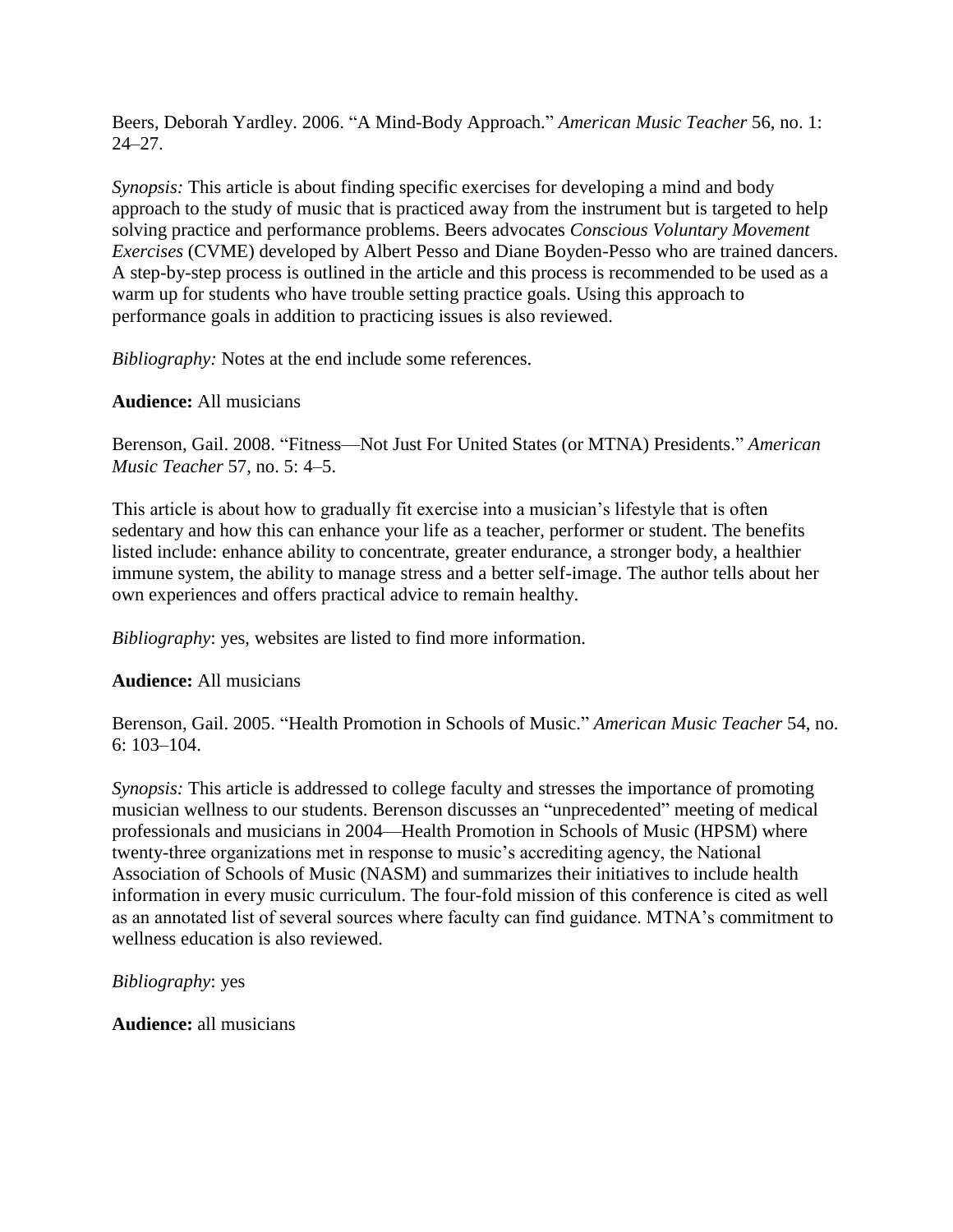Beers, Deborah Yardley. 2006. “A Mind-Body Approach.” *American Music Teacher* 56, no. 1: 24–27.

*Synopsis:* This article is about finding specific exercises for developing a mind and body approach to the study of music that is practiced away from the instrument but is targeted to help solving practice and performance problems. Beers advocates *Conscious Voluntary Movement Exercises* (CVME) developed by Albert Pesso and Diane Boyden-Pesso who are trained dancers. A step-by-step process is outlined in the article and this process is recommended to be used as a warm up for students who have trouble setting practice goals. Using this approach to performance goals in addition to practicing issues is also reviewed.

*Bibliography:* Notes at the end include some references.

**Audience:** All musicians

Berenson, Gail. 2008. “Fitness—Not Just For United States (or MTNA) Presidents.” *American Music Teacher* 57, no. 5: 4–5.

This article is about how to gradually fit exercise into a musician’s lifestyle that is often sedentary and how this can enhance your life as a teacher, performer or student. The benefits listed include: enhance ability to concentrate, greater endurance, a stronger body, a healthier immune system, the ability to manage stress and a better self-image. The author tells about her own experiences and offers practical advice to remain healthy.

*Bibliography*: yes, websites are listed to find more information.

**Audience:** All musicians

Berenson, Gail. 2005. “Health Promotion in Schools of Music.” *American Music Teacher* 54, no. 6: 103–104.

*Synopsis:* This article is addressed to college faculty and stresses the importance of promoting musician wellness to our students. Berenson discusses an “unprecedented” meeting of medical professionals and musicians in 2004—Health Promotion in Schools of Music (HPSM) where twenty-three organizations met in response to music’s accrediting agency, the National Association of Schools of Music (NASM) and summarizes their initiatives to include health information in every music curriculum. The four-fold mission of this conference is cited as well as an annotated list of several sources where faculty can find guidance. MTNA’s commitment to wellness education is also reviewed.

*Bibliography*: yes

**Audience:** all musicians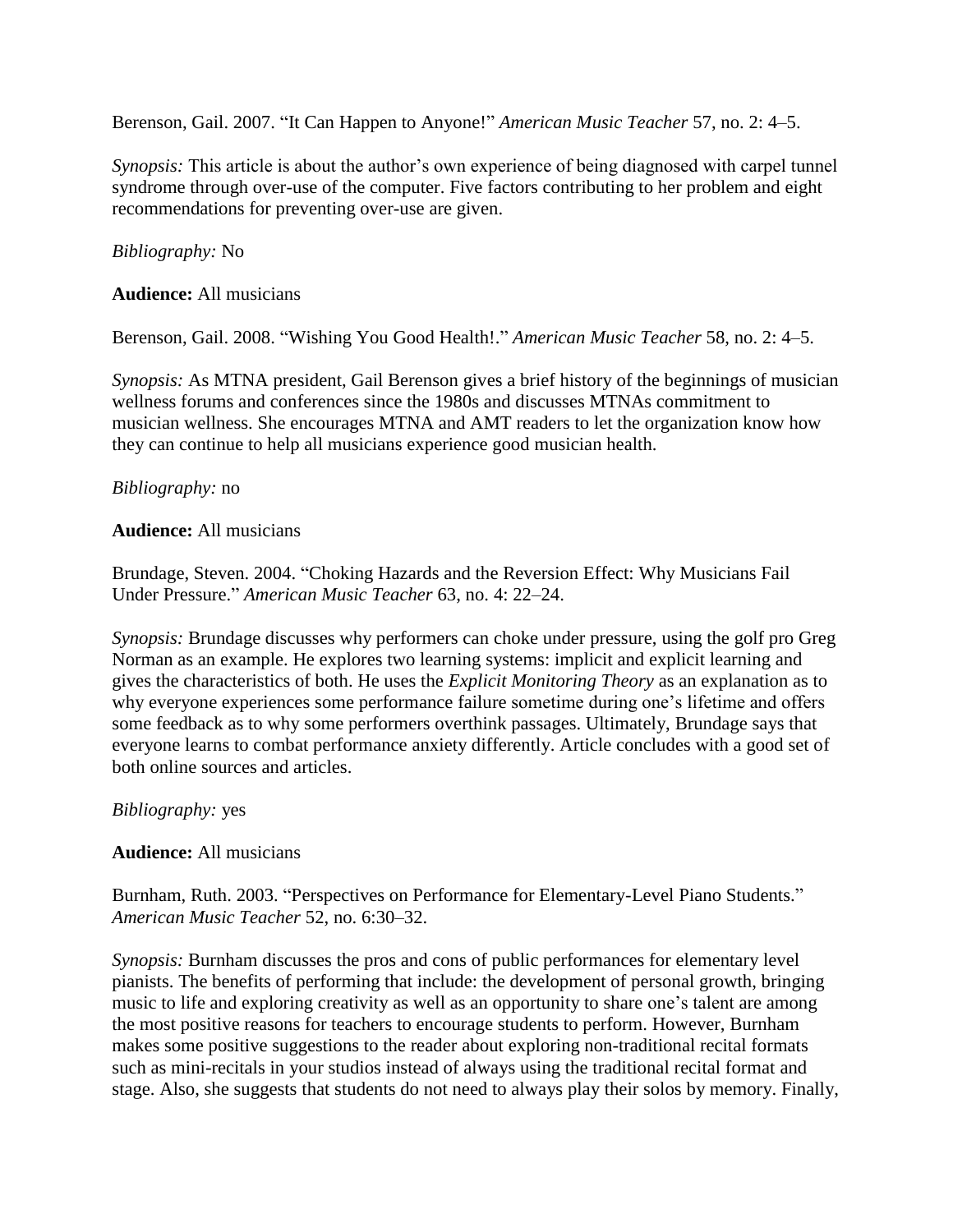Berenson, Gail. 2007. "It Can Happen to Anyone!" *American Music Teacher* 57, no. 2: 4–5.

*Synopsis:* This article is about the author's own experience of being diagnosed with carpel tunnel syndrome through over-use of the computer. Five factors contributing to her problem and eight recommendations for preventing over-use are given.

*Bibliography:* No

**Audience:** All musicians

Berenson, Gail. 2008. "Wishing You Good Health!." *American Music Teacher* 58, no. 2: 4–5.

*Synopsis:* As MTNA president, Gail Berenson gives a brief history of the beginnings of musician wellness forums and conferences since the 1980s and discusses MTNAs commitment to musician wellness. She encourages MTNA and AMT readers to let the organization know how they can continue to help all musicians experience good musician health.

*Bibliography:* no

**Audience:** All musicians

Brundage, Steven. 2004. "Choking Hazards and the Reversion Effect: Why Musicians Fail Under Pressure." *American Music Teacher* 63, no. 4: 22–24.

*Synopsis:* Brundage discusses why performers can choke under pressure, using the golf pro Greg Norman as an example. He explores two learning systems: implicit and explicit learning and gives the characteristics of both. He uses the *Explicit Monitoring Theory* as an explanation as to why everyone experiences some performance failure sometime during one's lifetime and offers some feedback as to why some performers overthink passages. Ultimately, Brundage says that everyone learns to combat performance anxiety differently. Article concludes with a good set of both online sources and articles.

*Bibliography:* yes

**Audience:** All musicians

Burnham, Ruth. 2003. "Perspectives on Performance for Elementary-Level Piano Students." *American Music Teacher* 52, no. 6:30–32.

*Synopsis:* Burnham discusses the pros and cons of public performances for elementary level pianists. The benefits of performing that include: the development of personal growth, bringing music to life and exploring creativity as well as an opportunity to share one's talent are among the most positive reasons for teachers to encourage students to perform. However, Burnham makes some positive suggestions to the reader about exploring non-traditional recital formats such as mini-recitals in your studios instead of always using the traditional recital format and stage. Also, she suggests that students do not need to always play their solos by memory. Finally,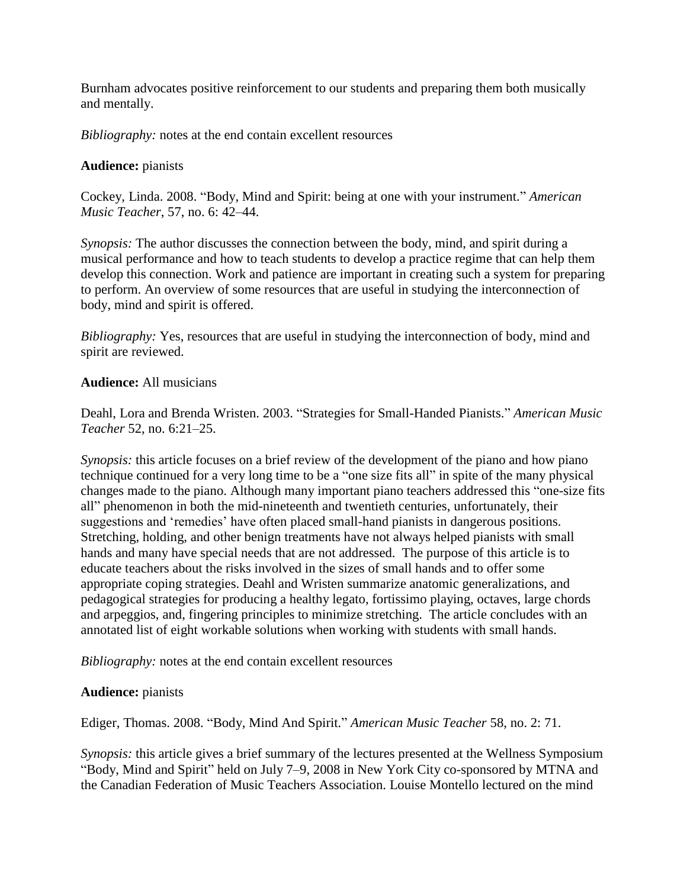Burnham advocates positive reinforcement to our students and preparing them both musically and mentally.

*Bibliography:* notes at the end contain excellent resources

**Audience:** pianists

Cockey, Linda. 2008. "Body, Mind and Spirit: being at one with your instrument." *American Music Teacher*, 57, no. 6: 42–44.

*Synopsis:* The author discusses the connection between the body, mind, and spirit during a musical performance and how to teach students to develop a practice regime that can help them develop this connection. Work and patience are important in creating such a system for preparing to perform. An overview of some resources that are useful in studying the interconnection of body, mind and spirit is offered.

*Bibliography:* Yes, resources that are useful in studying the interconnection of body, mind and spirit are reviewed.

**Audience:** All musicians

Deahl, Lora and Brenda Wristen. 2003. "Strategies for Small-Handed Pianists." *American Music Teacher* 52, no. 6:21–25.

*Synopsis:* this article focuses on a brief review of the development of the piano and how piano technique continued for a very long time to be a "one size fits all" in spite of the many physical changes made to the piano. Although many important piano teachers addressed this "one-size fits all" phenomenon in both the mid-nineteenth and twentieth centuries, unfortunately, their suggestions and 'remedies' have often placed small-hand pianists in dangerous positions. Stretching, holding, and other benign treatments have not always helped pianists with small hands and many have special needs that are not addressed. The purpose of this article is to educate teachers about the risks involved in the sizes of small hands and to offer some appropriate coping strategies. Deahl and Wristen summarize anatomic generalizations, and pedagogical strategies for producing a healthy legato, fortissimo playing, octaves, large chords and arpeggios, and, fingering principles to minimize stretching. The article concludes with an annotated list of eight workable solutions when working with students with small hands.

*Bibliography:* notes at the end contain excellent resources

**Audience:** pianists

Ediger, Thomas. 2008. "Body, Mind And Spirit." *American Music Teacher* 58, no. 2: 71.

*Synopsis:* this article gives a brief summary of the lectures presented at the Wellness Symposium "Body, Mind and Spirit" held on July 7–9, 2008 in New York City co-sponsored by MTNA and the Canadian Federation of Music Teachers Association. Louise Montello lectured on the mind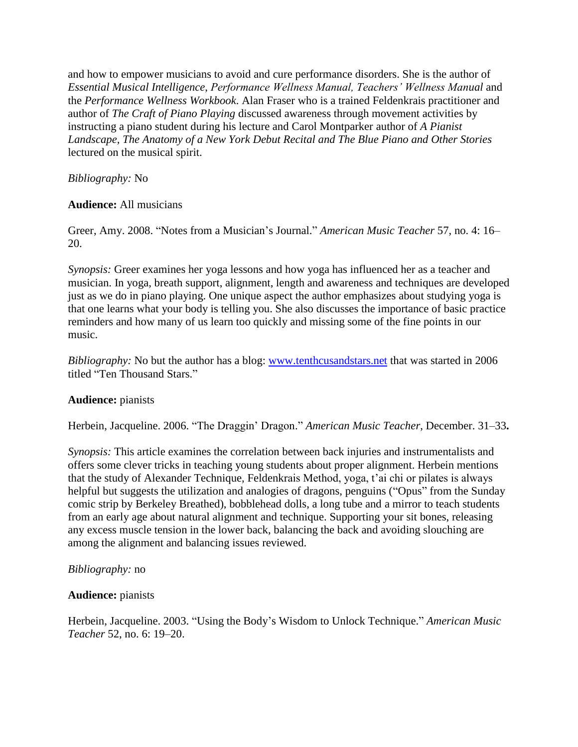and how to empower musicians to avoid and cure performance disorders. She is the author of *Essential Musical Intelligence*, *Performance Wellness Manual, Teachers' Wellness Manual* and the *Performance Wellness Workbook*. Alan Fraser who is a trained Feldenkrais practitioner and author of *The Craft of Piano Playing* discussed awareness through movement activities by instructing a piano student during his lecture and Carol Montparker author of *A Pianist Landscape, The Anatomy of a New York Debut Recital and The Blue Piano and Other Stories* lectured on the musical spirit.

*Bibliography:* No

**Audience:** All musicians

Greer, Amy. 2008. "Notes from a Musician's Journal." *American Music Teacher* 57, no. 4: 16–20.

*Synopsis:* Greer examines her yoga lessons and how yoga has influenced her as a teacher and musician. In yoga, breath support, alignment, length and awareness and techniques are developed just as we do in piano playing. One unique aspect the author emphasizes about studying yoga is that one learns what your body is telling you. She also discusses the importance of basic practice reminders and how many of us learn too quickly and missing some of the fine points in our music.

*Bibliography:* No but the author has a blog: [www.tenthcusandstars.net](www.tenthcusandstars.net) that was started in 2006 titled "Ten Thousand Stars."

**Audience:** pianists

Herbein, Jacqueline. 2006. "The Draggin' Dragon." *American Music Teacher*, December. 31–33**.**

*Synopsis:* This article examines the correlation between back injuries and instrumentalists and offers some clever tricks in teaching young students about proper alignment. Herbein mentions that the study of Alexander Technique, Feldenkrais Method, yoga, t'ai chi or pilates is always helpful but suggests the utilization and analogies of dragons, penguins ("Opus" from the Sunday comic strip by Berkeley Breathed), bobblehead dolls, a long tube and a mirror to teach students from an early age about natural alignment and technique. Supporting your sit bones, releasing any excess muscle tension in the lower back, balancing the back and avoiding slouching are among the alignment and balancing issues reviewed.

*Bibliography:* no

**Audience:** pianists

Herbein, Jacqueline. 2003. "Using the Body's Wisdom to Unlock Technique." *American Music Teacher* 52, no. 6: 19–20.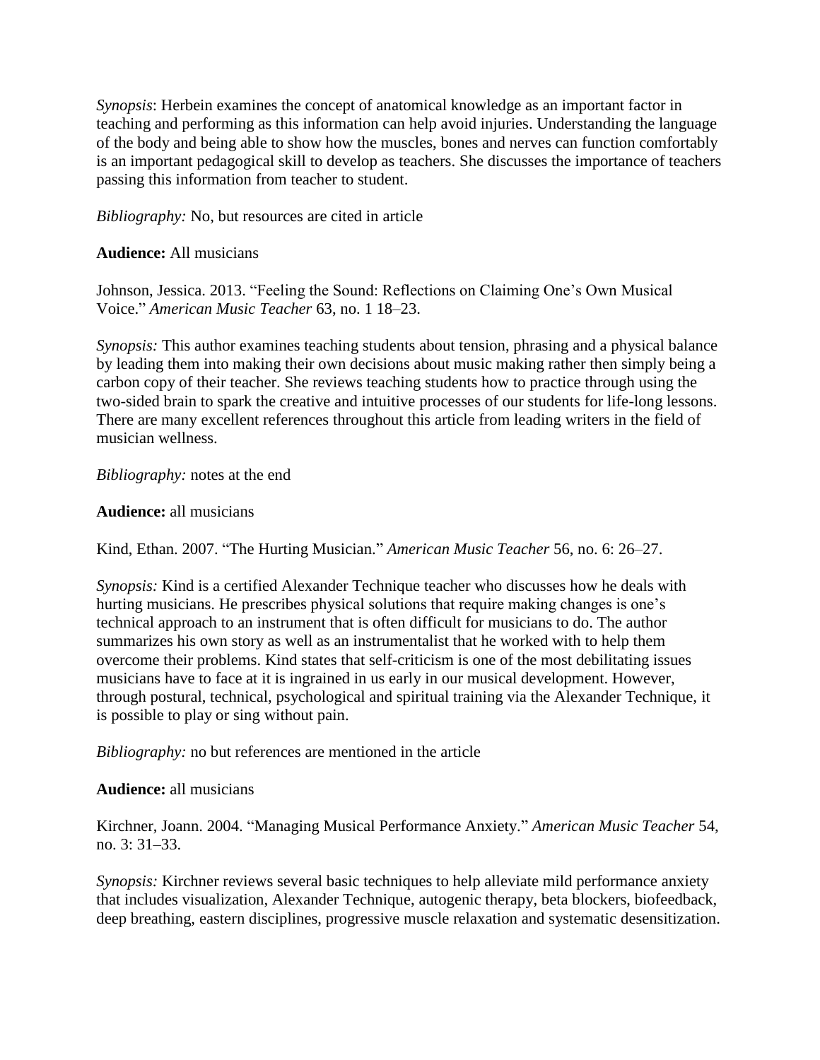*Synopsis*: Herbein examines the concept of anatomical knowledge as an important factor in teaching and performing as this information can help avoid injuries. Understanding the language of the body and being able to show how the muscles, bones and nerves can function comfortably is an important pedagogical skill to develop as teachers. She discusses the importance of teachers passing this information from teacher to student.

*Bibliography:* No, but resources are cited in article

**Audience:** All musicians

Johnson, Jessica. 2013. "Feeling the Sound: Reflections on Claiming One's Own Musical Voice." *American Music Teacher* 63, no. 1 18–23.

*Synopsis:* This author examines teaching students about tension, phrasing and a physical balance by leading them into making their own decisions about music making rather then simply being a carbon copy of their teacher. She reviews teaching students how to practice through using the two-sided brain to spark the creative and intuitive processes of our students for life-long lessons. There are many excellent references throughout this article from leading writers in the field of musician wellness.

*Bibliography:* notes at the end

**Audience:** all musicians

Kind, Ethan. 2007. "The Hurting Musician." *American Music Teacher* 56, no. 6: 26–27.

*Synopsis:* Kind is a certified Alexander Technique teacher who discusses how he deals with hurting musicians. He prescribes physical solutions that require making changes is one's technical approach to an instrument that is often difficult for musicians to do. The author summarizes his own story as well as an instrumentalist that he worked with to help them overcome their problems. Kind states that self-criticism is one of the most debilitating issues musicians have to face at it is ingrained in us early in our musical development. However, through postural, technical, psychological and spiritual training via the Alexander Technique, it is possible to play or sing without pain.

*Bibliography:* no but references are mentioned in the article

**Audience:** all musicians

Kirchner, Joann. 2004. "Managing Musical Performance Anxiety." *American Music Teacher* 54, no. 3: 31–33.

*Synopsis:* Kirchner reviews several basic techniques to help alleviate mild performance anxiety that includes visualization, Alexander Technique, autogenic therapy, beta blockers, biofeedback, deep breathing, eastern disciplines, progressive muscle relaxation and systematic desensitization.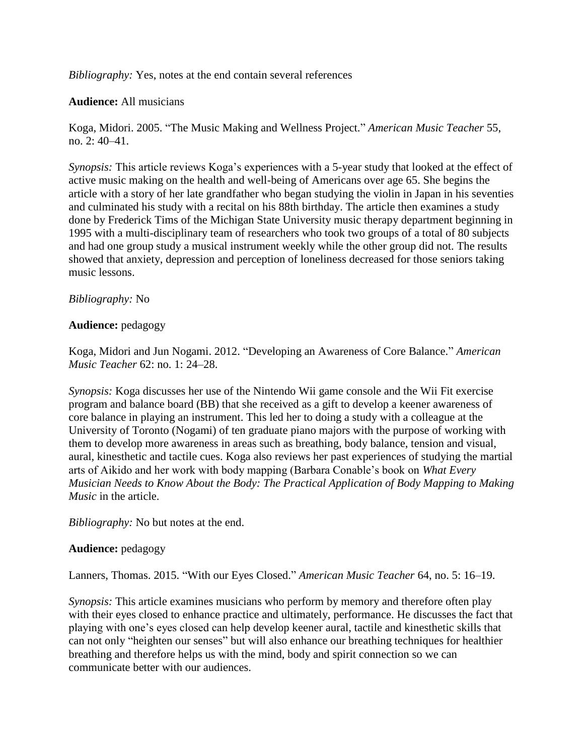*Bibliography:* Yes, notes at the end contain several references

**Audience:** All musicians

Koga, Midori. 2005. "The Music Making and Wellness Project." *American Music Teacher* 55, no. 2: 40–41.

*Synopsis:* This article reviews Koga's experiences with a 5-year study that looked at the effect of active music making on the health and well-being of Americans over age 65. She begins the article with a story of her late grandfather who began studying the violin in Japan in his seventies and culminated his study with a recital on his 88th birthday. The article then examines a study done by Frederick Tims of the Michigan State University music therapy department beginning in 1995 with a multi-disciplinary team of researchers who took two groups of a total of 80 subjects and had one group study a musical instrument weekly while the other group did not. The results showed that anxiety, depression and perception of loneliness decreased for those seniors taking music lessons.

*Bibliography:* No

**Audience:** pedagogy

Koga, Midori and Jun Nogami. 2012. "Developing an Awareness of Core Balance." *American Music Teacher* 62: no. 1: 24–28.

*Synopsis:* Koga discusses her use of the Nintendo Wii game console and the Wii Fit exercise program and balance board (BB) that she received as a gift to develop a keener awareness of core balance in playing an instrument. This led her to doing a study with a colleague at the University of Toronto (Nogami) of ten graduate piano majors with the purpose of working with them to develop more awareness in areas such as breathing, body balance, tension and visual, aural, kinesthetic and tactile cues. Koga also reviews her past experiences of studying the martial arts of Aikido and her work with body mapping (Barbara Conable's book on *What Every Musician Needs to Know About the Body: The Practical Application of Body Mapping to Making Music* in the article.

*Bibliography:* No but notes at the end.

**Audience:** pedagogy

Lanners, Thomas. 2015. "With our Eyes Closed." *American Music Teacher* 64, no. 5: 16–19.

*Synopsis:* This article examines musicians who perform by memory and therefore often play with their eyes closed to enhance practice and ultimately, performance. He discusses the fact that playing with one's eyes closed can help develop keener aural, tactile and kinesthetic skills that can not only "heighten our senses" but will also enhance our breathing techniques for healthier breathing and therefore helps us with the mind, body and spirit connection so we can communicate better with our audiences.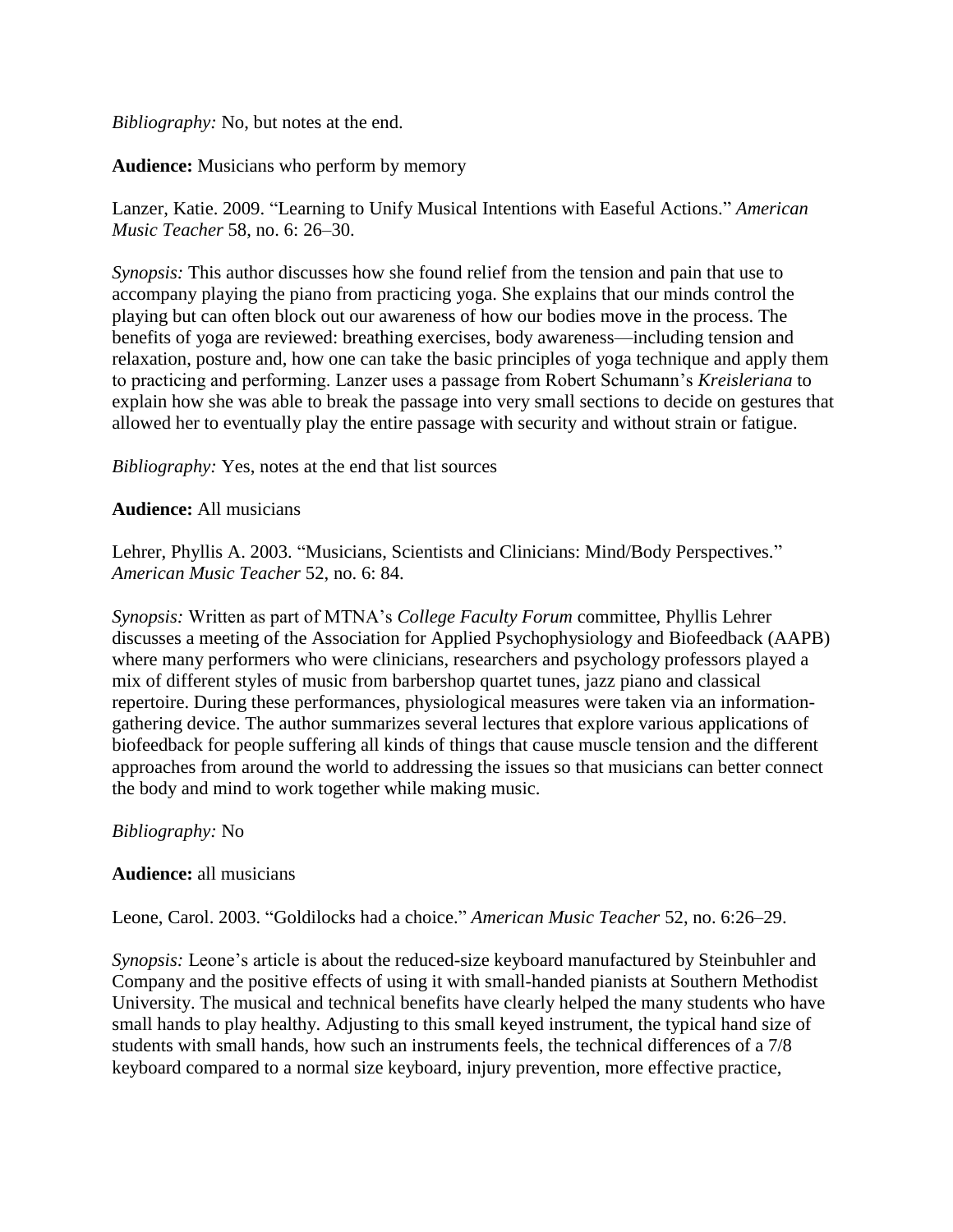*Bibliography:* No, but notes at the end.

**Audience:** Musicians who perform by memory

Lanzer, Katie. 2009. "Learning to Unify Musical Intentions with Easeful Actions." *American Music Teacher* 58, no. 6: 26–30.

*Synopsis:* This author discusses how she found relief from the tension and pain that use to accompany playing the piano from practicing yoga. She explains that our minds control the playing but can often block out our awareness of how our bodies move in the process. The benefits of yoga are reviewed: breathing exercises, body awareness—including tension and relaxation, posture and, how one can take the basic principles of yoga technique and apply them to practicing and performing. Lanzer uses a passage from Robert Schumann's *Kreisleriana* to explain how she was able to break the passage into very small sections to decide on gestures that allowed her to eventually play the entire passage with security and without strain or fatigue.

*Bibliography:* Yes, notes at the end that list sources

**Audience:** All musicians

Lehrer, Phyllis A. 2003. "Musicians, Scientists and Clinicians: Mind/Body Perspectives." *American Music Teacher* 52, no. 6: 84.

*Synopsis:* Written as part of MTNA's *College Faculty Forum* committee, Phyllis Lehrer discusses a meeting of the Association for Applied Psychophysiology and Biofeedback (AAPB) where many performers who were clinicians, researchers and psychology professors played a mix of different styles of music from barbershop quartet tunes, jazz piano and classical repertoire. During these performances, physiological measures were taken via an information-gathering device. The author summarizes several lectures that explore various applications of biofeedback for people suffering all kinds of things that cause muscle tension and the different approaches from around the world to addressing the issues so that musicians can better connect the body and mind to work together while making music.

*Bibliography:* No

**Audience:** all musicians

Leone, Carol. 2003. "Goldilocks had a choice." *American Music Teacher* 52, no. 6:26–29.

*Synopsis:* Leone's article is about the reduced-size keyboard manufactured by Steinbuhler and Company and the positive effects of using it with small-handed pianists at Southern Methodist University. The musical and technical benefits have clearly helped the many students who have small hands to play healthy. Adjusting to this small keyed instrument, the typical hand size of students with small hands, how such an instruments feels, the technical differences of a 7/8 keyboard compared to a normal size keyboard, injury prevention, more effective practice,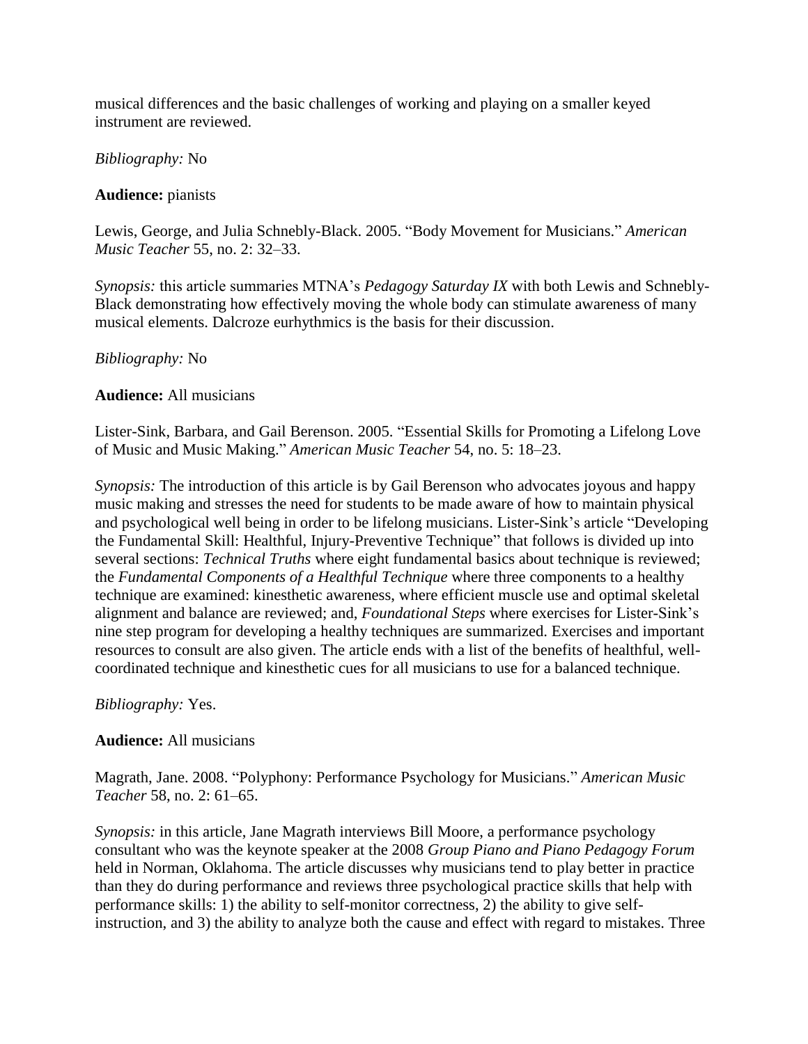musical differences and the basic challenges of working and playing on a smaller keyed instrument are reviewed.

*Bibliography:* No

**Audience:** pianists

Lewis, George, and Julia Schnebly-Black. 2005. "Body Movement for Musicians." *American Music Teacher* 55, no. 2: 32–33.

*Synopsis:* this article summaries MTNA's *Pedagogy Saturday IX* with both Lewis and Schnebly-Black demonstrating how effectively moving the whole body can stimulate awareness of many musical elements. Dalcroze eurhythmics is the basis for their discussion.

*Bibliography:* No

**Audience:** All musicians

Lister-Sink, Barbara, and Gail Berenson. 2005. "Essential Skills for Promoting a Lifelong Love of Music and Music Making." *American Music Teacher* 54, no. 5: 18–23.

*Synopsis:* The introduction of this article is by Gail Berenson who advocates joyous and happy music making and stresses the need for students to be made aware of how to maintain physical and psychological well being in order to be lifelong musicians. Lister-Sink's article "Developing the Fundamental Skill: Healthful, Injury-Preventive Technique" that follows is divided up into several sections: *Technical Truths* where eight fundamental basics about technique is reviewed; the *Fundamental Components of a Healthful Technique* where three components to a healthy technique are examined: kinesthetic awareness, where efficient muscle use and optimal skeletal alignment and balance are reviewed; and, *Foundational Steps* where exercises for Lister-Sink's nine step program for developing a healthy techniques are summarized. Exercises and important resources to consult are also given. The article ends with a list of the benefits of healthful, well-coordinated technique and kinesthetic cues for all musicians to use for a balanced technique.

*Bibliography:* Yes.

**Audience:** All musicians

Magrath, Jane. 2008. "Polyphony: Performance Psychology for Musicians." *American Music Teacher* 58, no. 2: 61–65.

*Synopsis:* in this article, Jane Magrath interviews Bill Moore, a performance psychology consultant who was the keynote speaker at the 2008 *Group Piano and Piano Pedagogy Forum* held in Norman, Oklahoma. The article discusses why musicians tend to play better in practice than they do during performance and reviews three psychological practice skills that help with performance skills: 1) the ability to self-monitor correctness, 2) the ability to give self-instruction, and 3) the ability to analyze both the cause and effect with regard to mistakes. Three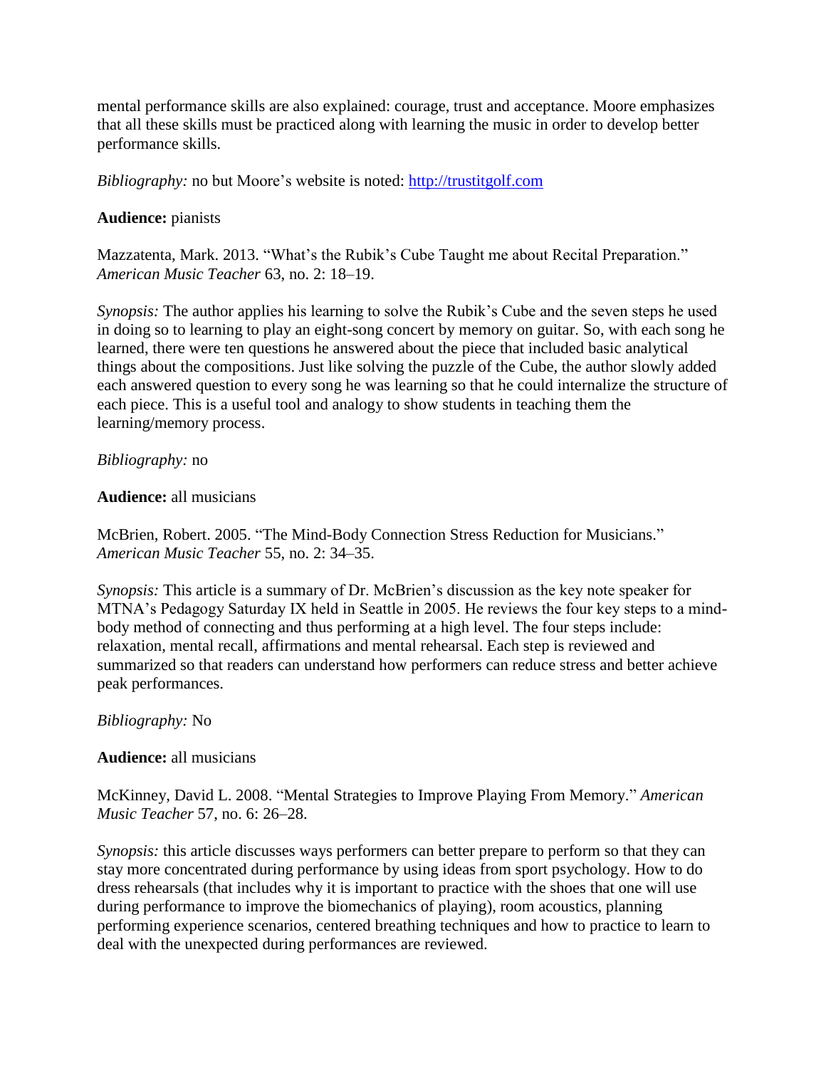mental performance skills are also explained: courage, trust and acceptance. Moore emphasizes that all these skills must be practiced along with learning the music in order to develop better performance skills.

*Bibliography:* no but Moore's website is noted: http://trustitgolf.com

**Audience:** pianists

Mazzatenta, Mark. 2013. "What's the Rubik's Cube Taught me about Recital Preparation." *American Music Teacher* 63, no. 2: 18–19.

*Synopsis:* The author applies his learning to solve the Rubik's Cube and the seven steps he used in doing so to learning to play an eight-song concert by memory on guitar. So, with each song he learned, there were ten questions he answered about the piece that included basic analytical things about the compositions. Just like solving the puzzle of the Cube, the author slowly added each answered question to every song he was learning so that he could internalize the structure of each piece. This is a useful tool and analogy to show students in teaching them the learning/memory process.

*Bibliography:* no

**Audience:** all musicians

McBrien, Robert. 2005. "The Mind-Body Connection Stress Reduction for Musicians." *American Music Teacher* 55, no. 2: 34–35.

*Synopsis:* This article is a summary of Dr. McBrien's discussion as the key note speaker for MTNA's Pedagogy Saturday IX held in Seattle in 2005. He reviews the four key steps to a mind-body method of connecting and thus performing at a high level. The four steps include: relaxation, mental recall, affirmations and mental rehearsal. Each step is reviewed and summarized so that readers can understand how performers can reduce stress and better achieve peak performances.

*Bibliography:* No

**Audience:** all musicians

McKinney, David L. 2008. "Mental Strategies to Improve Playing From Memory." *American Music Teacher* 57, no. 6: 26–28.

*Synopsis:* this article discusses ways performers can better prepare to perform so that they can stay more concentrated during performance by using ideas from sport psychology. How to do dress rehearsals (that includes why it is important to practice with the shoes that one will use during performance to improve the biomechanics of playing), room acoustics, planning performing experience scenarios, centered breathing techniques and how to practice to learn to deal with the unexpected during performances are reviewed.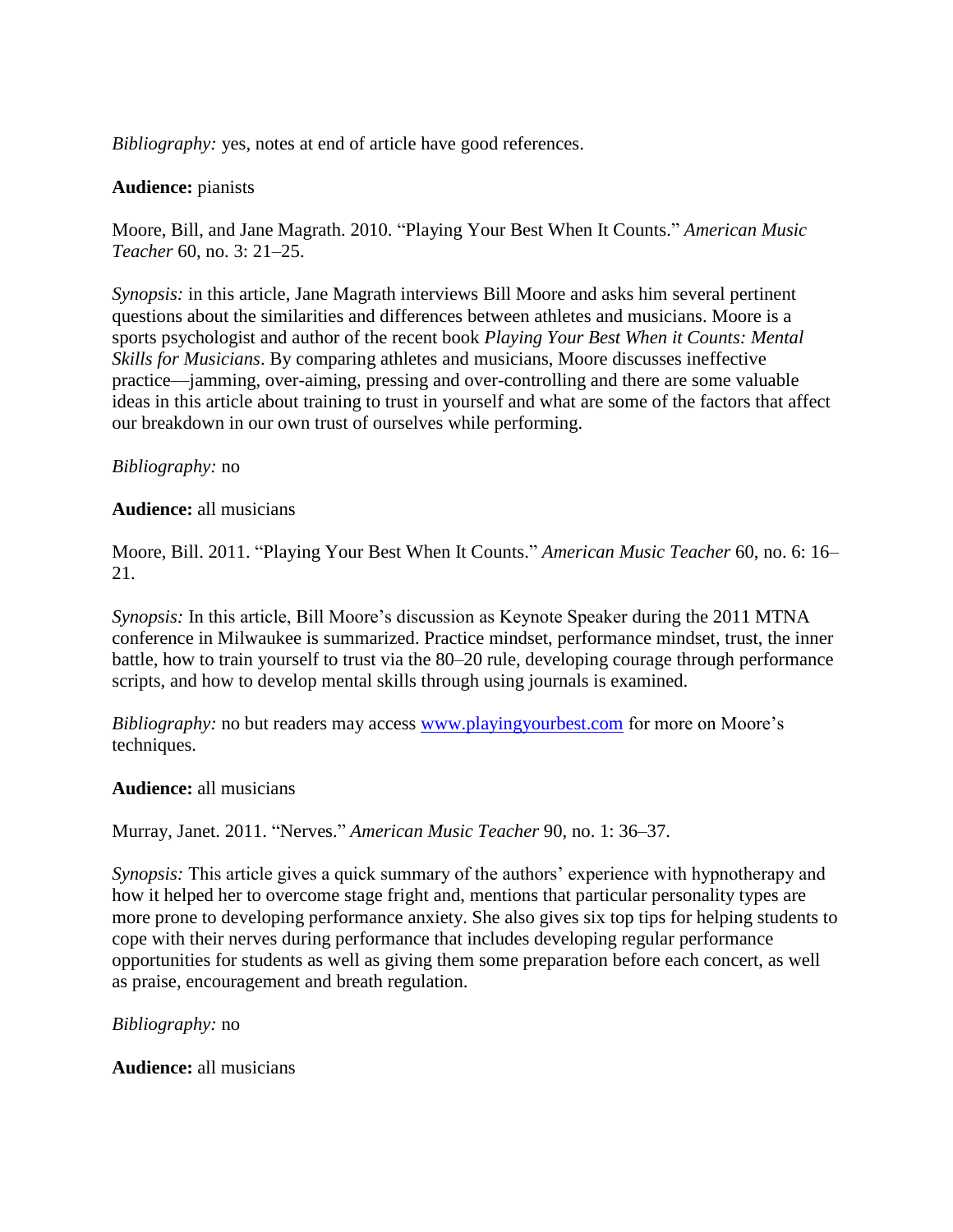*Bibliography:* yes, notes at end of article have good references.

**Audience:** pianists

Moore, Bill, and Jane Magrath. 2010. "Playing Your Best When It Counts." *American Music Teacher* 60, no. 3: 21–25.

*Synopsis:* in this article, Jane Magrath interviews Bill Moore and asks him several pertinent questions about the similarities and differences between athletes and musicians. Moore is a sports psychologist and author of the recent book *Playing Your Best When it Counts: Mental Skills for Musicians*. By comparing athletes and musicians, Moore discusses ineffective practice—jamming, over-aiming, pressing and over-controlling and there are some valuable ideas in this article about training to trust in yourself and what are some of the factors that affect our breakdown in our own trust of ourselves while performing.

*Bibliography:* no

**Audience:** all musicians

Moore, Bill. 2011. "Playing Your Best When It Counts." *American Music Teacher* 60, no. 6: 16–21.

*Synopsis:* In this article, Bill Moore's discussion as Keynote Speaker during the 2011 MTNA conference in Milwaukee is summarized. Practice mindset, performance mindset, trust, the inner battle, how to train yourself to trust via the 80–20 rule, developing courage through performance scripts, and how to develop mental skills through using journals is examined.

*Bibliography:* no but readers may access [www.playingyourbest.com](http://www.playingyourbest.com) for more on Moore's techniques.

**Audience:** all musicians

Murray, Janet. 2011. "Nerves." *American Music Teacher* 90, no. 1: 36–37.

*Synopsis:* This article gives a quick summary of the authors' experience with hypnotherapy and how it helped her to overcome stage fright and, mentions that particular personality types are more prone to developing performance anxiety. She also gives six top tips for helping students to cope with their nerves during performance that includes developing regular performance opportunities for students as well as giving them some preparation before each concert, as well as praise, encouragement and breath regulation.

*Bibliography:* no

**Audience:** all musicians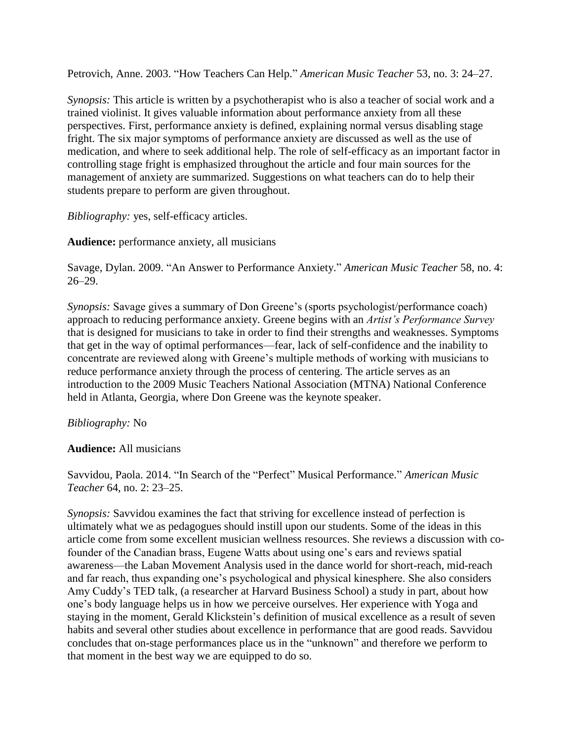Petrovich, Anne. 2003. "How Teachers Can Help." *American Music Teacher* 53, no. 3: 24–27.

*Synopsis:* This article is written by a psychotherapist who is also a teacher of social work and a trained violinist. It gives valuable information about performance anxiety from all these perspectives. First, performance anxiety is defined, explaining normal versus disabling stage fright. The six major symptoms of performance anxiety are discussed as well as the use of medication, and where to seek additional help. The role of self-efficacy as an important factor in controlling stage fright is emphasized throughout the article and four main sources for the management of anxiety are summarized. Suggestions on what teachers can do to help their students prepare to perform are given throughout.

*Bibliography:* yes, self-efficacy articles.

**Audience:** performance anxiety, all musicians

Savage, Dylan. 2009. "An Answer to Performance Anxiety." *American Music Teacher* 58, no. 4: 26–29.

*Synopsis:* Savage gives a summary of Don Greene's (sports psychologist/performance coach) approach to reducing performance anxiety. Greene begins with an *Artist's Performance Survey* that is designed for musicians to take in order to find their strengths and weaknesses. Symptoms that get in the way of optimal performances—fear, lack of self-confidence and the inability to concentrate are reviewed along with Greene's multiple methods of working with musicians to reduce performance anxiety through the process of centering. The article serves as an introduction to the 2009 Music Teachers National Association (MTNA) National Conference held in Atlanta, Georgia, where Don Greene was the keynote speaker.

*Bibliography:* No

**Audience:** All musicians

Savvidou, Paola. 2014. "In Search of the "Perfect" Musical Performance." *American Music Teacher* 64, no. 2: 23–25.

*Synopsis:* Savvidou examines the fact that striving for excellence instead of perfection is ultimately what we as pedagogues should instill upon our students. Some of the ideas in this article come from some excellent musician wellness resources. She reviews a discussion with co-founder of the Canadian brass, Eugene Watts about using one's ears and reviews spatial awareness—the Laban Movement Analysis used in the dance world for short-reach, mid-reach and far reach, thus expanding one's psychological and physical kinesphere. She also considers Amy Cuddy's TED talk, (a researcher at Harvard Business School) a study in part, about how one's body language helps us in how we perceive ourselves. Her experience with Yoga and staying in the moment, Gerald Klickstein's definition of musical excellence as a result of seven habits and several other studies about excellence in performance that are good reads. Savvidou concludes that on-stage performances place us in the "unknown" and therefore we perform to that moment in the best way we are equipped to do so.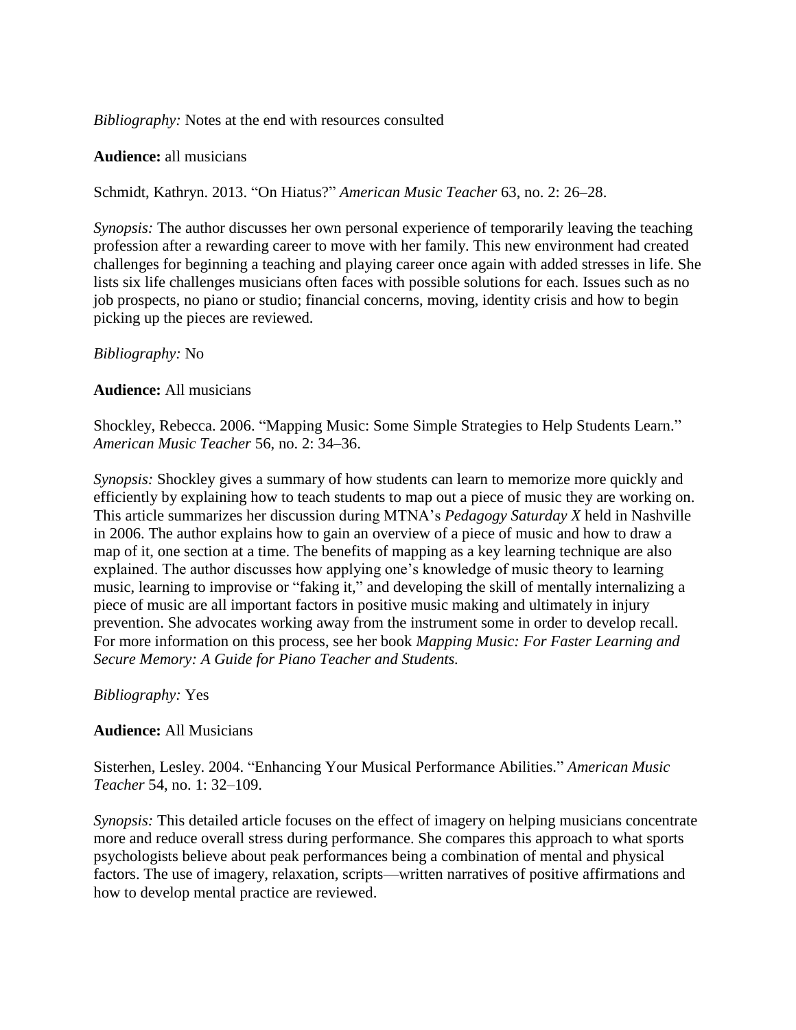*Bibliography:* Notes at the end with resources consulted

**Audience:** all musicians

Schmidt, Kathryn. 2013. "On Hiatus?" *American Music Teacher* 63, no. 2: 26–28.

*Synopsis:* The author discusses her own personal experience of temporarily leaving the teaching profession after a rewarding career to move with her family. This new environment had created challenges for beginning a teaching and playing career once again with added stresses in life. She lists six life challenges musicians often faces with possible solutions for each. Issues such as no job prospects, no piano or studio; financial concerns, moving, identity crisis and how to begin picking up the pieces are reviewed.

*Bibliography:* No

**Audience:** All musicians

Shockley, Rebecca. 2006. "Mapping Music: Some Simple Strategies to Help Students Learn." *American Music Teacher* 56, no. 2: 34–36.

*Synopsis:* Shockley gives a summary of how students can learn to memorize more quickly and efficiently by explaining how to teach students to map out a piece of music they are working on. This article summarizes her discussion during MTNA's *Pedagogy Saturday X* held in Nashville in 2006. The author explains how to gain an overview of a piece of music and how to draw a map of it, one section at a time. The benefits of mapping as a key learning technique are also explained. The author discusses how applying one's knowledge of music theory to learning music, learning to improvise or "faking it," and developing the skill of mentally internalizing a piece of music are all important factors in positive music making and ultimately in injury prevention. She advocates working away from the instrument some in order to develop recall. For more information on this process, see her book *Mapping Music: For Faster Learning and Secure Memory: A Guide for Piano Teacher and Students.*

*Bibliography:* Yes

**Audience:** All Musicians

Sisterhen, Lesley. 2004. "Enhancing Your Musical Performance Abilities." *American Music Teacher* 54, no. 1: 32–109.

*Synopsis:* This detailed article focuses on the effect of imagery on helping musicians concentrate more and reduce overall stress during performance. She compares this approach to what sports psychologists believe about peak performances being a combination of mental and physical factors. The use of imagery, relaxation, scripts—written narratives of positive affirmations and how to develop mental practice are reviewed.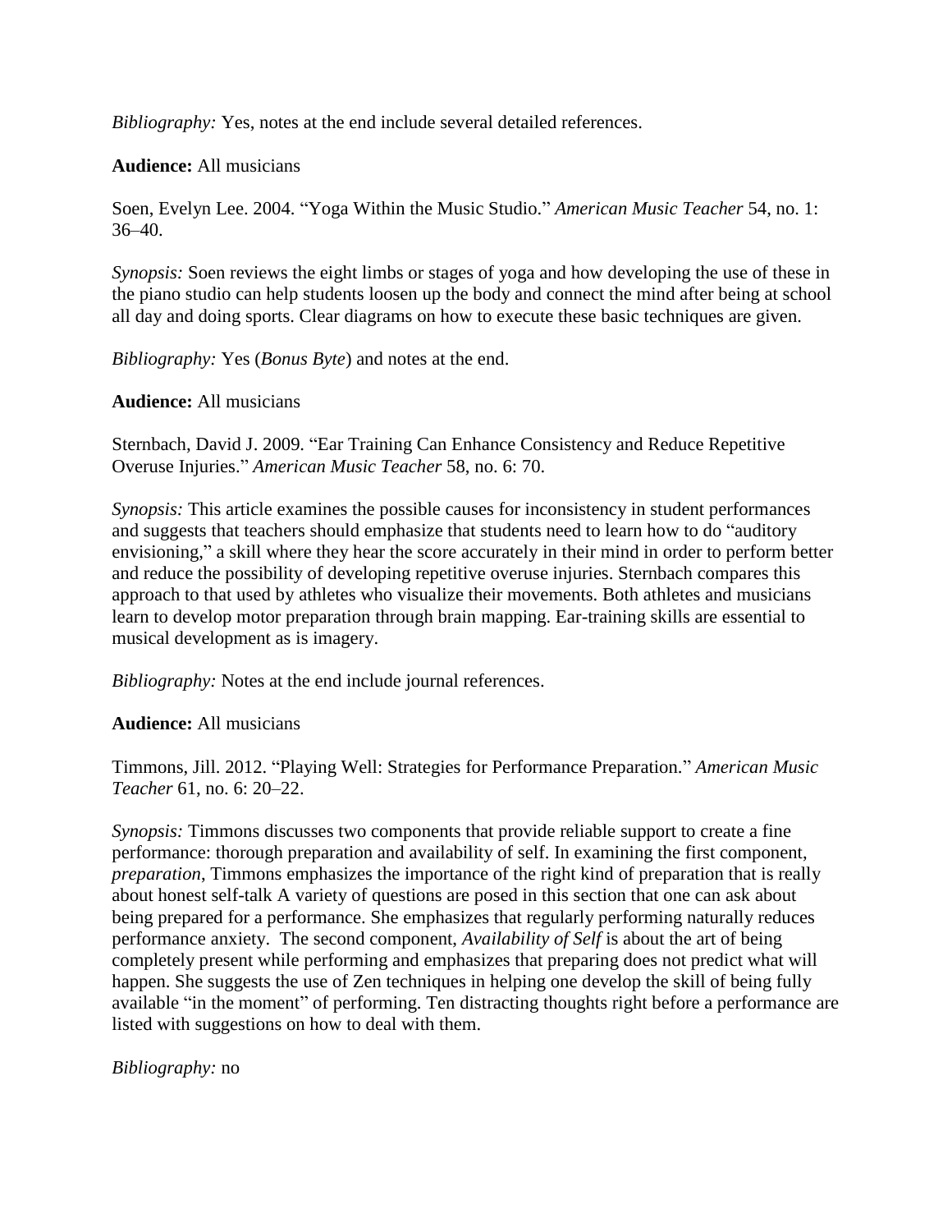*Bibliography:* Yes, notes at the end include several detailed references.

**Audience:** All musicians

Soen, Evelyn Lee. 2004. "Yoga Within the Music Studio." *American Music Teacher* 54, no. 1: 36–40.

*Synopsis:* Soen reviews the eight limbs or stages of yoga and how developing the use of these in the piano studio can help students loosen up the body and connect the mind after being at school all day and doing sports. Clear diagrams on how to execute these basic techniques are given.

*Bibliography:* Yes (*Bonus Byte*) and notes at the end.

**Audience:** All musicians

Sternbach, David J. 2009. "Ear Training Can Enhance Consistency and Reduce Repetitive Overuse Injuries." *American Music Teacher* 58, no. 6: 70.

*Synopsis:* This article examines the possible causes for inconsistency in student performances and suggests that teachers should emphasize that students need to learn how to do "auditory envisioning," a skill where they hear the score accurately in their mind in order to perform better and reduce the possibility of developing repetitive overuse injuries. Sternbach compares this approach to that used by athletes who visualize their movements. Both athletes and musicians learn to develop motor preparation through brain mapping. Ear-training skills are essential to musical development as is imagery.

*Bibliography:* Notes at the end include journal references.

**Audience:** All musicians

Timmons, Jill. 2012. "Playing Well: Strategies for Performance Preparation." *American Music Teacher* 61, no. 6: 20–22.

*Synopsis:* Timmons discusses two components that provide reliable support to create a fine performance: thorough preparation and availability of self. In examining the first component, *preparation*, Timmons emphasizes the importance of the right kind of preparation that is really about honest self-talk A variety of questions are posed in this section that one can ask about being prepared for a performance. She emphasizes that regularly performing naturally reduces performance anxiety. The second component, *Availability of Self* is about the art of being completely present while performing and emphasizes that preparing does not predict what will happen. She suggests the use of Zen techniques in helping one develop the skill of being fully available "in the moment" of performing. Ten distracting thoughts right before a performance are listed with suggestions on how to deal with them.

*Bibliography:* no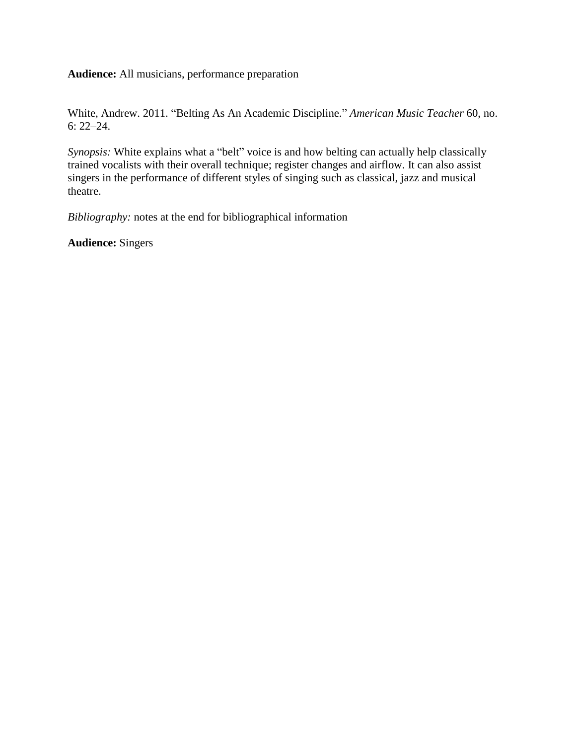**Audience:** All musicians, performance preparation

White, Andrew. 2011. “Belting As An Academic Discipline.” *American Music Teacher* 60, no. 6: 22–24.

*Synopsis:* White explains what a “belt” voice is and how belting can actually help classically trained vocalists with their overall technique; register changes and airflow. It can also assist singers in the performance of different styles of singing such as classical, jazz and musical theatre.

*Bibliography:* notes at the end for bibliographical information

**Audience:** Singers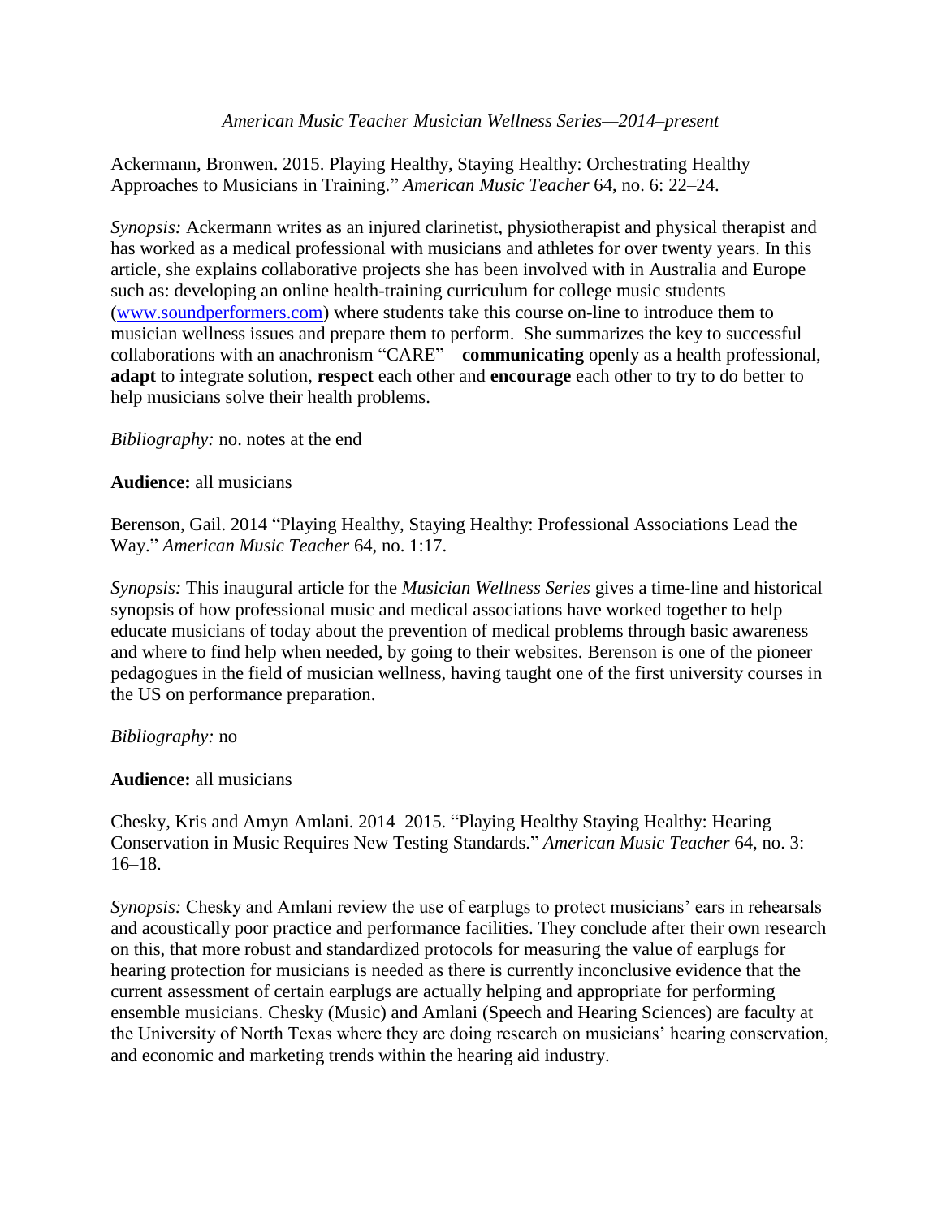*American Music Teacher Musician Wellness Series—2014–present*

Ackermann, Bronwen. 2015. Playing Healthy, Staying Healthy: Orchestrating Healthy Approaches to Musicians in Training." *American Music Teacher* 64, no. 6: 22–24.

*Synopsis:* Ackermann writes as an injured clarinetist, physiotherapist and physical therapist and has worked as a medical professional with musicians and athletes for over twenty years. In this article, she explains collaborative projects she has been involved with in Australia and Europe such as: developing an online health-training curriculum for college music students (www.soundperformers.com) where students take this course on-line to introduce them to musician wellness issues and prepare them to perform. She summarizes the key to successful collaborations with an anachronism "CARE" – **communicating** openly as a health professional, **adapt** to integrate solution, **respect** each other and **encourage** each other to try to do better to help musicians solve their health problems.

*Bibliography:* no. notes at the end

**Audience:** all musicians

Berenson, Gail. 2014 "Playing Healthy, Staying Healthy: Professional Associations Lead the Way." *American Music Teacher* 64, no. 1:17.

*Synopsis:* This inaugural article for the *Musician Wellness Series* gives a time-line and historical synopsis of how professional music and medical associations have worked together to help educate musicians of today about the prevention of medical problems through basic awareness and where to find help when needed, by going to their websites. Berenson is one of the pioneer pedagogues in the field of musician wellness, having taught one of the first university courses in the US on performance preparation.

*Bibliography:* no

**Audience:** all musicians

Chesky, Kris and Amyn Amlani. 2014–2015. "Playing Healthy Staying Healthy: Hearing Conservation in Music Requires New Testing Standards." *American Music Teacher* 64, no. 3: 16–18.

*Synopsis:* Chesky and Amlani review the use of earplugs to protect musicians' ears in rehearsals and acoustically poor practice and performance facilities. They conclude after their own research on this, that more robust and standardized protocols for measuring the value of earplugs for hearing protection for musicians is needed as there is currently inconclusive evidence that the current assessment of certain earplugs are actually helping and appropriate for performing ensemble musicians. Chesky (Music) and Amlani (Speech and Hearing Sciences) are faculty at the University of North Texas where they are doing research on musicians' hearing conservation, and economic and marketing trends within the hearing aid industry.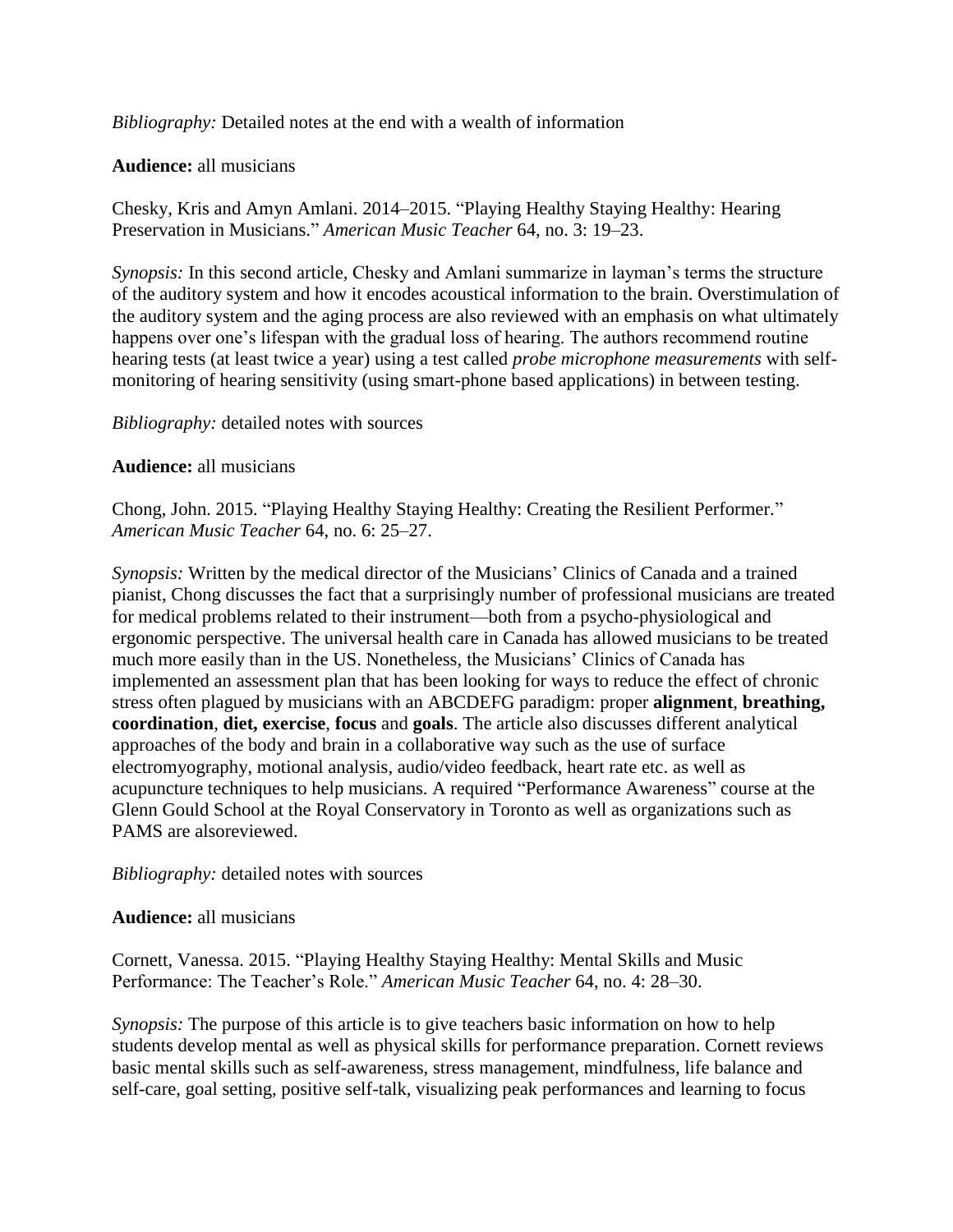*Bibliography:* Detailed notes at the end with a wealth of information

**Audience:** all musicians

Chesky, Kris and Amyn Amlani. 2014–2015. "Playing Healthy Staying Healthy: Hearing Preservation in Musicians." *American Music Teacher* 64, no. 3: 19–23.

*Synopsis:* In this second article, Chesky and Amlani summarize in layman's terms the structure of the auditory system and how it encodes acoustical information to the brain. Overstimulation of the auditory system and the aging process are also reviewed with an emphasis on what ultimately happens over one's lifespan with the gradual loss of hearing. The authors recommend routine hearing tests (at least twice a year) using a test called *probe microphone measurements* with self-monitoring of hearing sensitivity (using smart-phone based applications) in between testing.

*Bibliography:* detailed notes with sources

**Audience:** all musicians

Chong, John. 2015. "Playing Healthy Staying Healthy: Creating the Resilient Performer." *American Music Teacher* 64, no. 6: 25–27.

*Synopsis:* Written by the medical director of the Musicians' Clinics of Canada and a trained pianist, Chong discusses the fact that a surprisingly number of professional musicians are treated for medical problems related to their instrument—both from a psycho-physiological and ergonomic perspective. The universal health care in Canada has allowed musicians to be treated much more easily than in the US. Nonetheless, the Musicians' Clinics of Canada has implemented an assessment plan that has been looking for ways to reduce the effect of chronic stress often plagued by musicians with an ABCDEFG paradigm: proper **alignment**, **breathing, coordination**, **diet, exercise**, **focus** and **goals**. The article also discusses different analytical approaches of the body and brain in a collaborative way such as the use of surface electromyography, motional analysis, audio/video feedback, heart rate etc. as well as acupuncture techniques to help musicians. A required "Performance Awareness" course at the Glenn Gould School at the Royal Conservatory in Toronto as well as organizations such as PAMS are alsoreviewed.

*Bibliography:* detailed notes with sources

**Audience:** all musicians

Cornett, Vanessa. 2015. "Playing Healthy Staying Healthy: Mental Skills and Music Performance: The Teacher's Role." *American Music Teacher* 64, no. 4: 28–30.

*Synopsis:* The purpose of this article is to give teachers basic information on how to help students develop mental as well as physical skills for performance preparation. Cornett reviews basic mental skills such as self-awareness, stress management, mindfulness, life balance and self-care, goal setting, positive self-talk, visualizing peak performances and learning to focus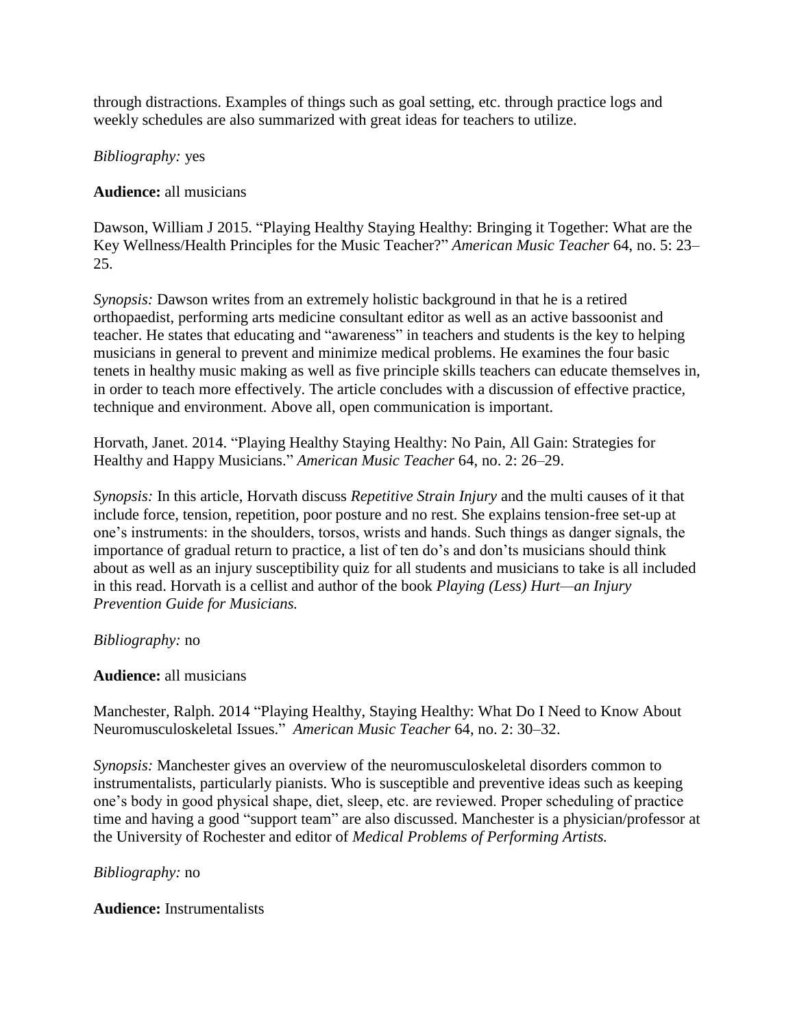through distractions. Examples of things such as goal setting, etc. through practice logs and weekly schedules are also summarized with great ideas for teachers to utilize.

*Bibliography:* yes

**Audience:** all musicians

Dawson, William J 2015. "Playing Healthy Staying Healthy: Bringing it Together: What are the Key Wellness/Health Principles for the Music Teacher?" *American Music Teacher* 64, no. 5: 23–25.

*Synopsis:* Dawson writes from an extremely holistic background in that he is a retired orthopaedist, performing arts medicine consultant editor as well as an active bassoonist and teacher. He states that educating and "awareness" in teachers and students is the key to helping musicians in general to prevent and minimize medical problems. He examines the four basic tenets in healthy music making as well as five principle skills teachers can educate themselves in, in order to teach more effectively. The article concludes with a discussion of effective practice, technique and environment. Above all, open communication is important.

Horvath, Janet. 2014. "Playing Healthy Staying Healthy: No Pain, All Gain: Strategies for Healthy and Happy Musicians." *American Music Teacher* 64, no. 2: 26–29.

*Synopsis:* In this article, Horvath discuss *Repetitive Strain Injury* and the multi causes of it that include force, tension, repetition, poor posture and no rest. She explains tension-free set-up at one's instruments: in the shoulders, torsos, wrists and hands. Such things as danger signals, the importance of gradual return to practice, a list of ten do's and don'ts musicians should think about as well as an injury susceptibility quiz for all students and musicians to take is all included in this read. Horvath is a cellist and author of the book *Playing (Less) Hurt—an Injury Prevention Guide for Musicians.*

*Bibliography:* no

**Audience:** all musicians

Manchester, Ralph. 2014 "Playing Healthy, Staying Healthy: What Do I Need to Know About Neuromusculoskeletal Issues." *American Music Teacher* 64, no. 2: 30–32.

*Synopsis:* Manchester gives an overview of the neuromusculoskeletal disorders common to instrumentalists, particularly pianists. Who is susceptible and preventive ideas such as keeping one's body in good physical shape, diet, sleep, etc. are reviewed. Proper scheduling of practice time and having a good "support team" are also discussed. Manchester is a physician/professor at the University of Rochester and editor of *Medical Problems of Performing Artists.*

*Bibliography:* no

**Audience:** Instrumentalists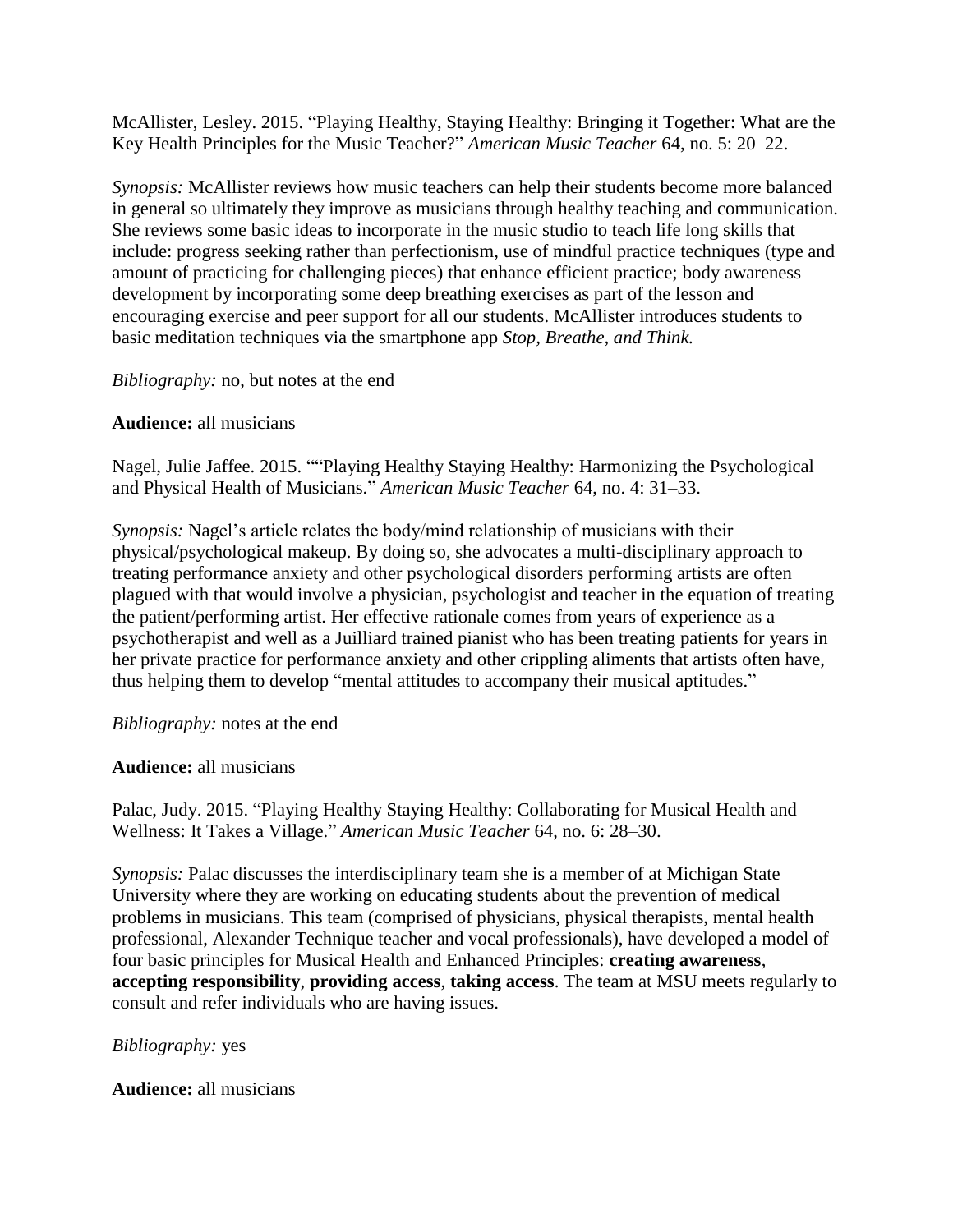McAllister, Lesley. 2015. "Playing Healthy, Staying Healthy: Bringing it Together: What are the Key Health Principles for the Music Teacher?" *American Music Teacher* 64, no. 5: 20–22.

*Synopsis:* McAllister reviews how music teachers can help their students become more balanced in general so ultimately they improve as musicians through healthy teaching and communication. She reviews some basic ideas to incorporate in the music studio to teach life long skills that include: progress seeking rather than perfectionism, use of mindful practice techniques (type and amount of practicing for challenging pieces) that enhance efficient practice; body awareness development by incorporating some deep breathing exercises as part of the lesson and encouraging exercise and peer support for all our students. McAllister introduces students to basic meditation techniques via the smartphone app *Stop, Breathe, and Think.*

*Bibliography:* no, but notes at the end

**Audience:** all musicians

Nagel, Julie Jaffee. 2015. ""Playing Healthy Staying Healthy: Harmonizing the Psychological and Physical Health of Musicians." *American Music Teacher* 64, no. 4: 31–33.

*Synopsis:* Nagel's article relates the body/mind relationship of musicians with their physical/psychological makeup. By doing so, she advocates a multi-disciplinary approach to treating performance anxiety and other psychological disorders performing artists are often plagued with that would involve a physician, psychologist and teacher in the equation of treating the patient/performing artist. Her effective rationale comes from years of experience as a psychotherapist and well as a Juilliard trained pianist who has been treating patients for years in her private practice for performance anxiety and other crippling aliments that artists often have, thus helping them to develop "mental attitudes to accompany their musical aptitudes."

*Bibliography:* notes at the end

**Audience:** all musicians

Palac, Judy. 2015. "Playing Healthy Staying Healthy: Collaborating for Musical Health and Wellness: It Takes a Village." *American Music Teacher* 64, no. 6: 28–30.

*Synopsis:* Palac discusses the interdisciplinary team she is a member of at Michigan State University where they are working on educating students about the prevention of medical problems in musicians. This team (comprised of physicians, physical therapists, mental health professional, Alexander Technique teacher and vocal professionals), have developed a model of four basic principles for Musical Health and Enhanced Principles: **creating awareness**, **accepting responsibility**, **providing access**, **taking access**. The team at MSU meets regularly to consult and refer individuals who are having issues.

*Bibliography:* yes

**Audience:** all musicians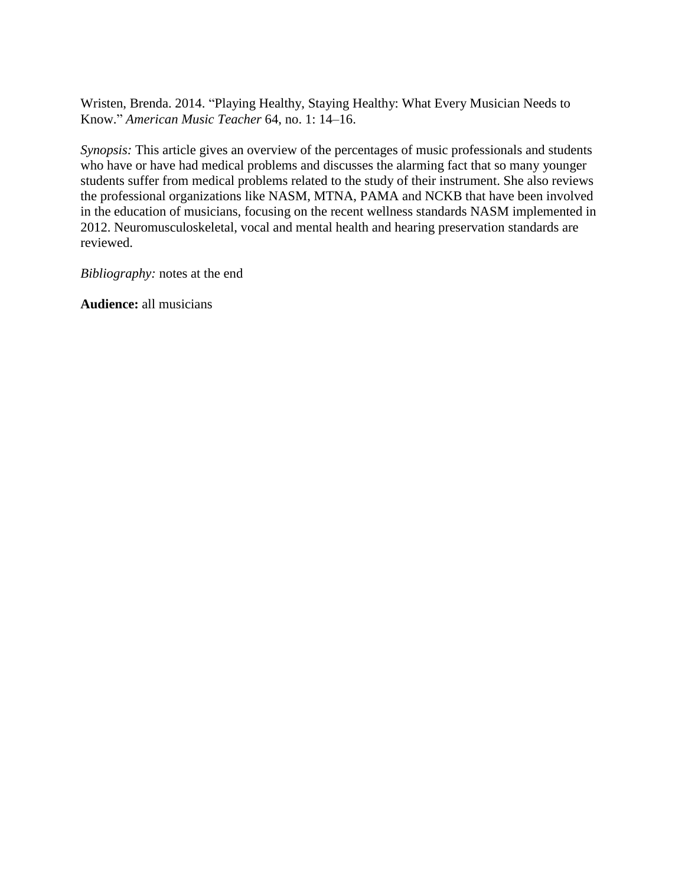Wristen, Brenda. 2014. "Playing Healthy, Staying Healthy: What Every Musician Needs to Know." *American Music Teacher* 64, no. 1: 14–16.

*Synopsis:* This article gives an overview of the percentages of music professionals and students who have or have had medical problems and discusses the alarming fact that so many younger students suffer from medical problems related to the study of their instrument. She also reviews the professional organizations like NASM, MTNA, PAMA and NCKB that have been involved in the education of musicians, focusing on the recent wellness standards NASM implemented in 2012. Neuromusculoskeletal, vocal and mental health and hearing preservation standards are reviewed.

*Bibliography:* notes at the end

**Audience:** all musicians